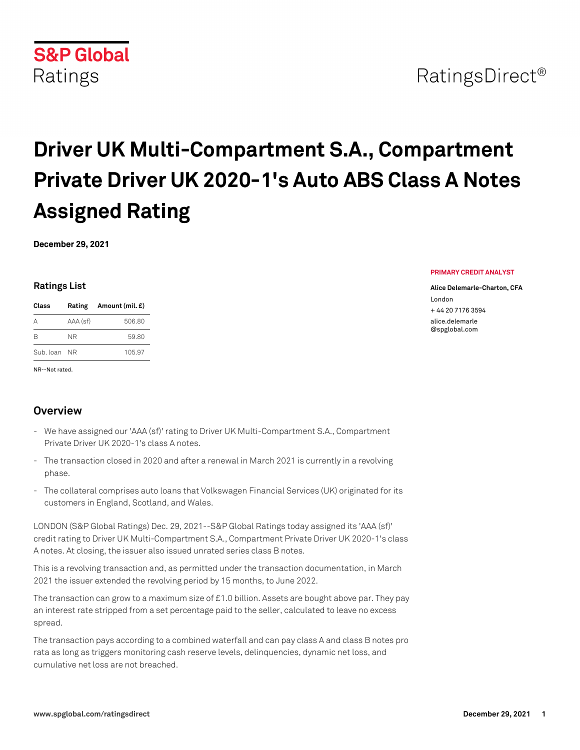S&P Global Ratings

RatingsDirect®

# Driver UK Multi-Compartment S.A., Compartment Private Driver UK 2020-1's Auto ABS Class A Notes Assigned Rating

**December 29, 2021**

**PRIMARY CREDIT ANALYST**

**Alice Delemarle-Charton, CFA**
London
+ 44 20 7176 3594
alice.delemarle@spglobal.com

## Ratings List

| Class | Rating | Amount (mil. £) |
|---|---|---|
| A | AAA (sf) | 506.80 |
| B | NR | 59.80 |
| Sub. loan | NR | 105.97 |

NR--Not rated.

## Overview

- We have assigned our 'AAA (sf)' rating to Driver UK Multi-Compartment S.A., Compartment Private Driver UK 2020-1's class A notes.
- The transaction closed in 2020 and after a renewal in March 2021 is currently in a revolving phase.
- The collateral comprises auto loans that Volkswagen Financial Services (UK) originated for its customers in England, Scotland, and Wales.

LONDON (S&P Global Ratings) Dec. 29, 2021--S&P Global Ratings today assigned its 'AAA (sf)' credit rating to Driver UK Multi-Compartment S.A., Compartment Private Driver UK 2020-1's class A notes. At closing, the issuer also issued unrated series class B notes.

This is a revolving transaction and, as permitted under the transaction documentation, in March 2021 the issuer extended the revolving period by 15 months, to June 2022.

The transaction can grow to a maximum size of £1.0 billion. Assets are bought above par. They pay an interest rate stripped from a set percentage paid to the seller, calculated to leave no excess spread.

The transaction pays according to a combined waterfall and can pay class A and class B notes pro rata as long as triggers monitoring cash reserve levels, delinquencies, dynamic net loss, and cumulative net loss are not breached.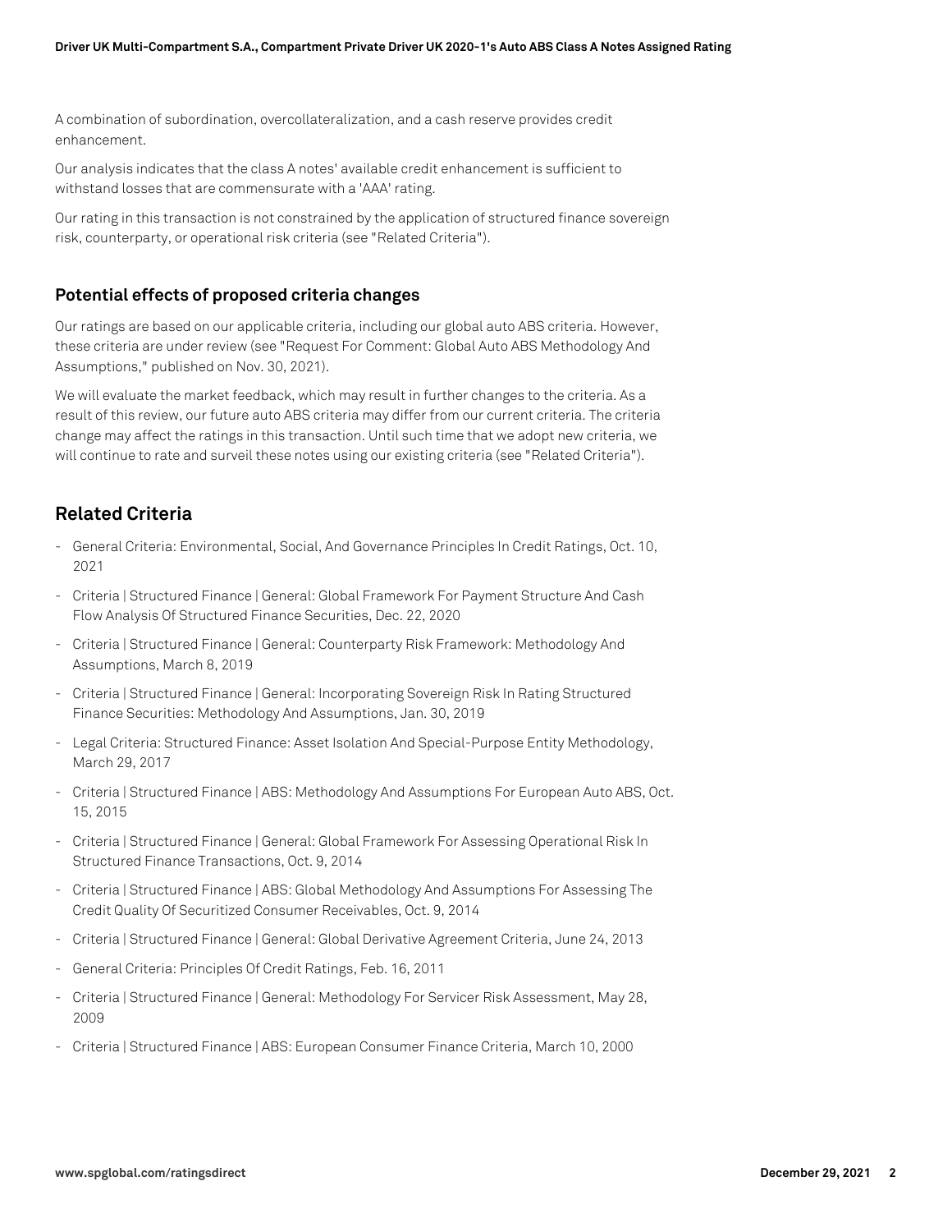A combination of subordination, overcollateralization, and a cash reserve provides credit enhancement.

Our analysis indicates that the class A notes' available credit enhancement is sufficient to withstand losses that are commensurate with a 'AAA' rating.

Our rating in this transaction is not constrained by the application of structured finance sovereign risk, counterparty, or operational risk criteria (see "Related Criteria").

### Potential effects of proposed criteria changes

Our ratings are based on our applicable criteria, including our global auto ABS criteria. However, these criteria are under review (see "Request For Comment: Global Auto ABS Methodology And Assumptions," published on Nov. 30, 2021).

We will evaluate the market feedback, which may result in further changes to the criteria. As a result of this review, our future auto ABS criteria may differ from our current criteria. The criteria change may affect the ratings in this transaction. Until such time that we adopt new criteria, we will continue to rate and surveil these notes using our existing criteria (see "Related Criteria").

## Related Criteria

- General Criteria: Environmental, Social, And Governance Principles In Credit Ratings, Oct. 10, 2021
- Criteria | Structured Finance | General: Global Framework For Payment Structure And Cash Flow Analysis Of Structured Finance Securities, Dec. 22, 2020
- Criteria | Structured Finance | General: Counterparty Risk Framework: Methodology And Assumptions, March 8, 2019
- Criteria | Structured Finance | General: Incorporating Sovereign Risk In Rating Structured Finance Securities: Methodology And Assumptions, Jan. 30, 2019
- Legal Criteria: Structured Finance: Asset Isolation And Special-Purpose Entity Methodology, March 29, 2017
- Criteria | Structured Finance | ABS: Methodology And Assumptions For European Auto ABS, Oct. 15, 2015
- Criteria | Structured Finance | General: Global Framework For Assessing Operational Risk In Structured Finance Transactions, Oct. 9, 2014
- Criteria | Structured Finance | ABS: Global Methodology And Assumptions For Assessing The Credit Quality Of Securitized Consumer Receivables, Oct. 9, 2014
- Criteria | Structured Finance | General: Global Derivative Agreement Criteria, June 24, 2013
- General Criteria: Principles Of Credit Ratings, Feb. 16, 2011
- Criteria | Structured Finance | General: Methodology For Servicer Risk Assessment, May 28, 2009
- Criteria | Structured Finance | ABS: European Consumer Finance Criteria, March 10, 2000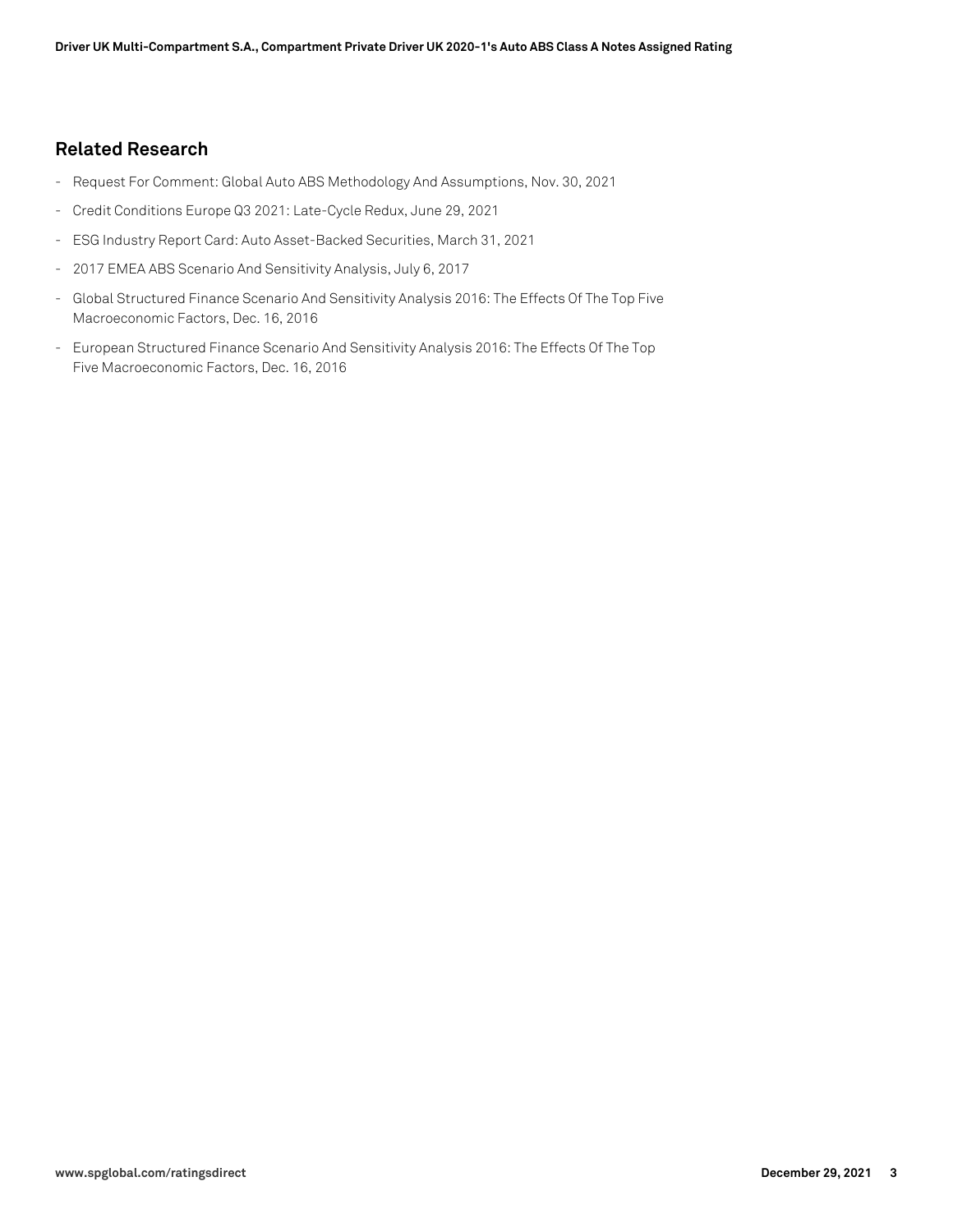## Related Research

- Request For Comment: Global Auto ABS Methodology And Assumptions, Nov. 30, 2021
- Credit Conditions Europe Q3 2021: Late-Cycle Redux, June 29, 2021
- ESG Industry Report Card: Auto Asset-Backed Securities, March 31, 2021
- 2017 EMEA ABS Scenario And Sensitivity Analysis, July 6, 2017
- Global Structured Finance Scenario And Sensitivity Analysis 2016: The Effects Of The Top Five Macroeconomic Factors, Dec. 16, 2016
- European Structured Finance Scenario And Sensitivity Analysis 2016: The Effects Of The Top Five Macroeconomic Factors, Dec. 16, 2016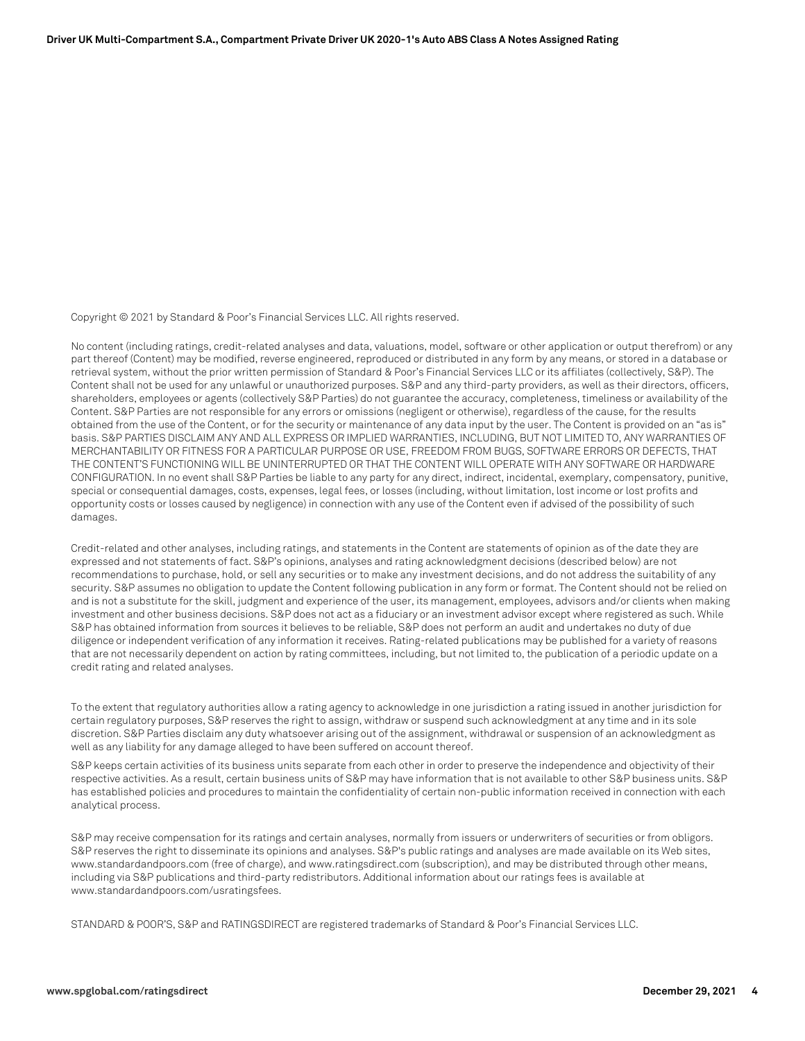Copyright © 2021 by Standard & Poor's Financial Services LLC. All rights reserved.

No content (including ratings, credit-related analyses and data, valuations, model, software or other application or output therefrom) or any part thereof (Content) may be modified, reverse engineered, reproduced or distributed in any form by any means, or stored in a database or retrieval system, without the prior written permission of Standard & Poor's Financial Services LLC or its affiliates (collectively, S&P). The Content shall not be used for any unlawful or unauthorized purposes. S&P and any third-party providers, as well as their directors, officers, shareholders, employees or agents (collectively S&P Parties) do not guarantee the accuracy, completeness, timeliness or availability of the Content. S&P Parties are not responsible for any errors or omissions (negligent or otherwise), regardless of the cause, for the results obtained from the use of the Content, or for the security or maintenance of any data input by the user. The Content is provided on an "as is" basis. S&P PARTIES DISCLAIM ANY AND ALL EXPRESS OR IMPLIED WARRANTIES, INCLUDING, BUT NOT LIMITED TO, ANY WARRANTIES OF MERCHANTABILITY OR FITNESS FOR A PARTICULAR PURPOSE OR USE, FREEDOM FROM BUGS, SOFTWARE ERRORS OR DEFECTS, THAT THE CONTENT'S FUNCTIONING WILL BE UNINTERRUPTED OR THAT THE CONTENT WILL OPERATE WITH ANY SOFTWARE OR HARDWARE CONFIGURATION. In no event shall S&P Parties be liable to any party for any direct, indirect, incidental, exemplary, compensatory, punitive, special or consequential damages, costs, expenses, legal fees, or losses (including, without limitation, lost income or lost profits and opportunity costs or losses caused by negligence) in connection with any use of the Content even if advised of the possibility of such damages.

Credit-related and other analyses, including ratings, and statements in the Content are statements of opinion as of the date they are expressed and not statements of fact. S&P's opinions, analyses and rating acknowledgment decisions (described below) are not recommendations to purchase, hold, or sell any securities or to make any investment decisions, and do not address the suitability of any security. S&P assumes no obligation to update the Content following publication in any form or format. The Content should not be relied on and is not a substitute for the skill, judgment and experience of the user, its management, employees, advisors and/or clients when making investment and other business decisions. S&P does not act as a fiduciary or an investment advisor except where registered as such. While S&P has obtained information from sources it believes to be reliable, S&P does not perform an audit and undertakes no duty of due diligence or independent verification of any information it receives. Rating-related publications may be published for a variety of reasons that are not necessarily dependent on action by rating committees, including, but not limited to, the publication of a periodic update on a credit rating and related analyses.

To the extent that regulatory authorities allow a rating agency to acknowledge in one jurisdiction a rating issued in another jurisdiction for certain regulatory purposes, S&P reserves the right to assign, withdraw or suspend such acknowledgment at any time and in its sole discretion. S&P Parties disclaim any duty whatsoever arising out of the assignment, withdrawal or suspension of an acknowledgment as well as any liability for any damage alleged to have been suffered on account thereof.

S&P keeps certain activities of its business units separate from each other in order to preserve the independence and objectivity of their respective activities. As a result, certain business units of S&P may have information that is not available to other S&P business units. S&P has established policies and procedures to maintain the confidentiality of certain non-public information received in connection with each analytical process.

S&P may receive compensation for its ratings and certain analyses, normally from issuers or underwriters of securities or from obligors. S&P reserves the right to disseminate its opinions and analyses. S&P's public ratings and analyses are made available on its Web sites, www.standardandpoors.com (free of charge), and www.ratingsdirect.com (subscription), and may be distributed through other means, including via S&P publications and third-party redistributors. Additional information about our ratings fees is available at www.standardandpoors.com/usratingsfees.

STANDARD & POOR'S, S&P and RATINGSDIRECT are registered trademarks of Standard & Poor's Financial Services LLC.